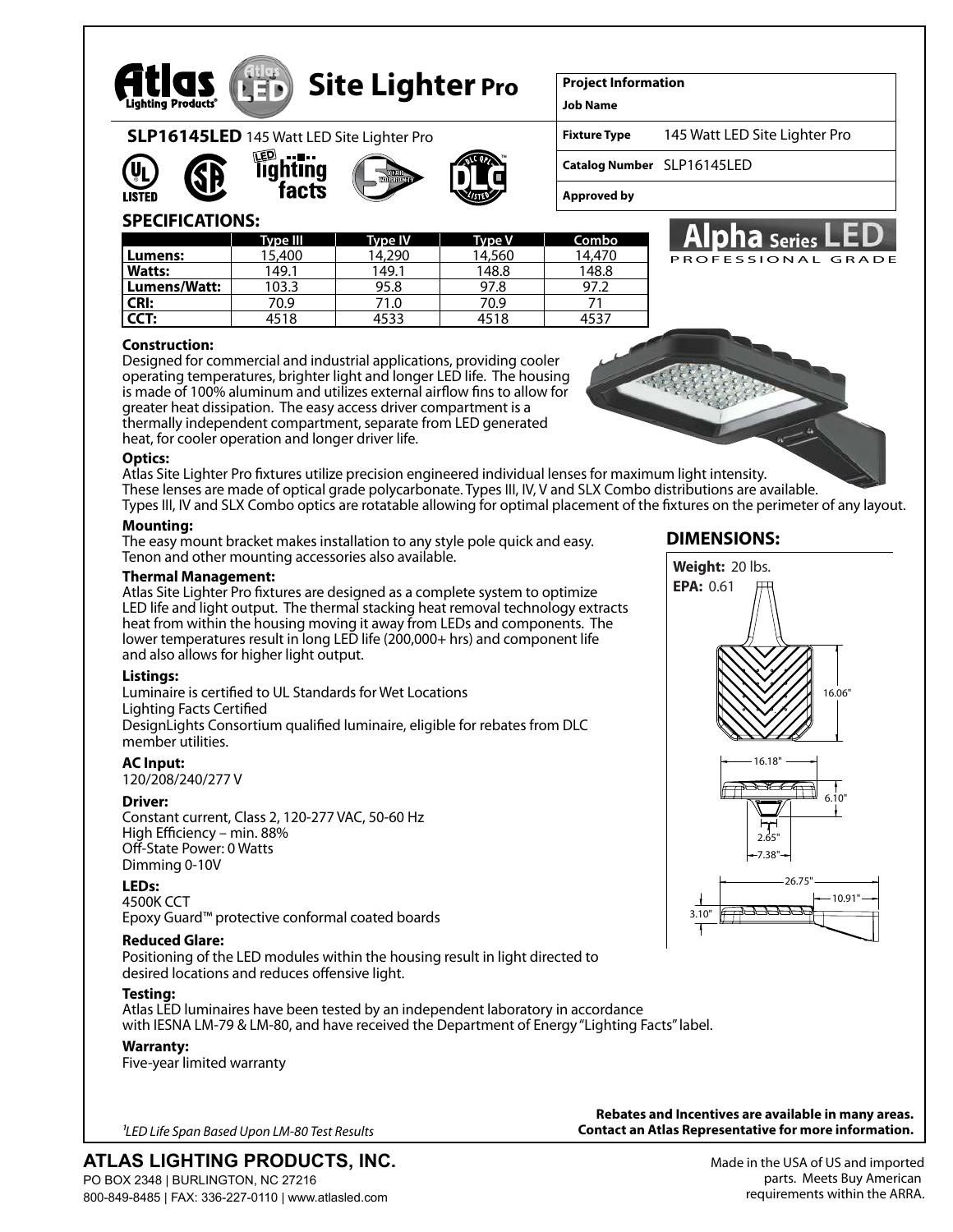# Site Lighter Pro

**SLP16145LED** 145 Watt LED Site Lighter Pro

| Project Information | |
|---|---|
| Job Name | |
| Fixture Type | 145 Watt LED Site Lighter Pro |
| Catalog Number | SLP16145LED |
| Approved by | |

Alpha Series LED

PROFESSIONAL GRADE

## SPECIFICATIONS:

| | Type III | Type IV | Type V | Combo |
|---|---|---|---|---|
| **Lumens:** | 15,400 | 14,290 | 14,560 | 14,470 |
| **Watts:** | 149.1 | 149.1 | 148.8 | 148.8 |
| **Lumens/Watt:** | 103.3 | 95.8 | 97.8 | 97.2 |
| **CRI:** | 70.9 | 71.0 | 70.9 | 71 |
| **CCT:** | 4518 | 4533 | 4518 | 4537 |

**Construction:**

Designed for commercial and industrial applications, providing cooler operating temperatures, brighter light and longer LED life. The housing is made of 100% aluminum and utilizes external airflow fins to allow for greater heat dissipation. The easy access driver compartment is a thermally independent compartment, separate from LED generated heat, for cooler operation and longer driver life.

**Optics:**

Atlas Site Lighter Pro fixtures utilize precision engineered individual lenses for maximum light intensity. These lenses are made of optical grade polycarbonate. Types III, IV, V and SLX Combo distributions are available. Types III, IV and SLX Combo optics are rotatable allowing for optimal placement of the fixtures on the perimeter of any layout.

**Mounting:**

The easy mount bracket makes installation to any style pole quick and easy. Tenon and other mounting accessories also available.

**Thermal Management:**

Atlas Site Lighter Pro fixtures are designed as a complete system to optimize LED life and light output. The thermal stacking heat removal technology extracts heat from within the housing moving it away from LEDs and components. The lower temperatures result in long LED life (200,000+ hrs) and component life and also allows for higher light output.

**Listings:**

Luminaire is certified to UL Standards for Wet Locations
Lighting Facts Certified
DesignLights Consortium qualified luminaire, eligible for rebates from DLC member utilities.

**AC Input:**

120/208/240/277 V

**Driver:**

Constant current, Class 2, 120-277 VAC, 50-60 Hz
High Efficiency – min. 88%
Off-State Power: 0 Watts
Dimming 0-10V

**LEDs:**

4500K CCT
Epoxy Guard™ protective conformal coated boards

**Reduced Glare:**

Positioning of the LED modules within the housing result in light directed to desired locations and reduces offensive light.

**Testing:**

Atlas LED luminaires have been tested by an independent laboratory in accordance with IESNA LM-79 & LM-80, and have received the Department of Energy "Lighting Facts" label.

**Warranty:**

Five-year limited warranty

## DIMENSIONS:

**Weight:** 20 lbs.
**EPA:** 0.61

16.06" · 16.18" · 6.10" · 2.65" · 7.38" · 26.75" · 10.91" · 3.10"

[1] *LED Life Span Based Upon LM-80 Test Results*

**Rebates and Incentives are available in many areas. Contact an Atlas Representative for more information.**

**ATLAS LIGHTING PRODUCTS, INC.**
PO BOX 2348 | BURLINGTON, NC 27216
800-849-8485 | FAX: 336-227-0110 | www.atlasled.com

Made in the USA of US and imported parts. Meets Buy American requirements within the ARRA.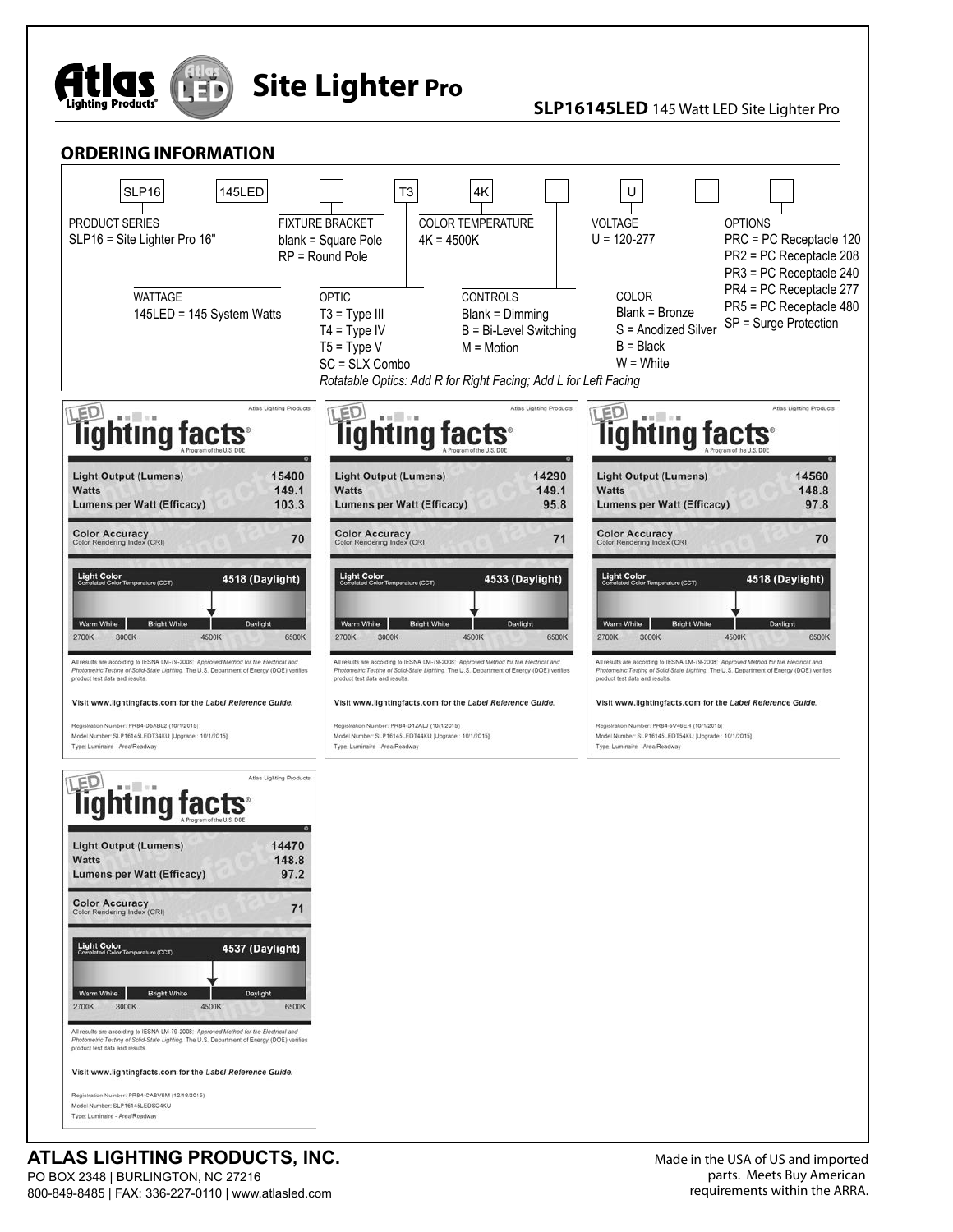# Site Lighter Pro

**SLP16145LED** 145 Watt LED Site Lighter Pro

## ORDERING INFORMATION

SLP16 | 145LED | [ ] | T3 | 4K | [ ] | U | [ ] | [ ]

**PRODUCT SERIES**
SLP16 = Site Lighter Pro 16"

**WATTAGE**
145LED = 145 System Watts

**FIXTURE BRACKET**
blank = Square Pole
RP = Round Pole

**OPTIC**
T3 = Type III
T4 = Type IV
T5 = Type V
SC = SLX Combo

*Rotatable Optics: Add R for Right Facing; Add L for Left Facing*

**COLOR TEMPERATURE**
4K = 4500K

**CONTROLS**
Blank = Dimming
B = Bi-Level Switching
M = Motion

**VOLTAGE**
U = 120-277

**COLOR**
Blank = Bronze
S = Anodized Silver
B = Black
W = White

**OPTIONS**
PRC = PC Receptacle 120
PR2 = PC Receptacle 208
PR3 = PC Receptacle 240
PR4 = PC Receptacle 277
PR5 = PC Receptacle 480
SP = Surge Protection

---

**LED lighting facts** — A Program of the U.S. DOE — Atlas Lighting Products

| | |
|---|---|
| Light Output (Lumens) | 15400 |
| Watts | 149.1 |
| Lumens per Watt (Efficacy) | 103.3 |
| Color Accuracy – Color Rendering Index (CRI) | 70 |
| Light Color – Correlated Color Temperature (CCT) | 4518 (Daylight) |

Warm White | Bright White | Daylight
2700K 3000K 4500K 6500K

All results are according to IESNA LM-79-2008: *Approved Method for the Electrical and Photometric Testing of Solid-State Lighting*. The U.S. Department of Energy (DOE) verifies product test data and results.

Visit www.lightingfacts.com for the *Label Reference Guide.*

Registration Number: PR84-35ABL2 (10/1/2015)
Model Number: SLP16145LEDT34KU [Upgrade : 10/1/2015]
Type: Luminaire - Area/Roadway

---

**LED lighting facts** — A Program of the U.S. DOE — Atlas Lighting Products

| | |
|---|---|
| Light Output (Lumens) | 14290 |
| Watts | 149.1 |
| Lumens per Watt (Efficacy) | 95.8 |
| Color Accuracy – Color Rendering Index (CRI) | 71 |
| Light Color – Correlated Color Temperature (CCT) | 4533 (Daylight) |

Warm White | Bright White | Daylight
2700K 3000K 4500K 6500K

All results are according to IESNA LM-79-2008: *Approved Method for the Electrical and Photometric Testing of Solid-State Lighting*. The U.S. Department of Energy (DOE) verifies product test data and results.

Visit www.lightingfacts.com for the *Label Reference Guide.*

Registration Number: PR84-D1ZALJ (10/1/2015)
Model Number: SLP16145LEDT44KU [Upgrade : 10/1/2015]
Type: Luminaire - Area/Roadway

---

**LED lighting facts** — A Program of the U.S. DOE — Atlas Lighting Products

| | |
|---|---|
| Light Output (Lumens) | 14560 |
| Watts | 148.8 |
| Lumens per Watt (Efficacy) | 97.8 |
| Color Accuracy – Color Rendering Index (CRI) | 70 |
| Light Color – Correlated Color Temperature (CCT) | 4518 (Daylight) |

Warm White | Bright White | Daylight
2700K 3000K 4500K 6500K

All results are according to IESNA LM-79-2008: *Approved Method for the Electrical and Photometric Testing of Solid-State Lighting*. The U.S. Department of Energy (DOE) verifies product test data and results.

Visit www.lightingfacts.com for the *Label Reference Guide.*

Registration Number: PR84-5V46EH (10/1/2015)
Model Number: SLP16145LEDT54KU [Upgrade : 10/1/2015]
Type: Luminaire - Area/Roadway

---

**LED lighting facts** — A Program of the U.S. DOE — Atlas Lighting Products

| | |
|---|---|
| Light Output (Lumens) | 14470 |
| Watts | 148.8 |
| Lumens per Watt (Efficacy) | 97.2 |
| Color Accuracy – Color Rendering Index (CRI) | 71 |
| Light Color – Correlated Color Temperature (CCT) | 4537 (Daylight) |

Warm White | Bright White | Daylight
2700K 3000K 4500K 6500K

All results are according to IESNA LM-79-2008: *Approved Method for the Electrical and Photometric Testing of Solid-State Lighting*. The U.S. Department of Energy (DOE) verifies product test data and results.

Visit www.lightingfacts.com for the *Label Reference Guide.*

Registration Number: PR84-0A8V8M (12/16/2015)
Model Number: SLP16145LEDSC4KU
Type: Luminaire - Area/Roadway

---

**ATLAS LIGHTING PRODUCTS, INC.**
PO BOX 2348 | BURLINGTON, NC 27216
800-849-8485 | FAX: 336-227-0110 | www.atlasled.com

Made in the USA of US and imported parts. Meets Buy American requirements within the ARRA.